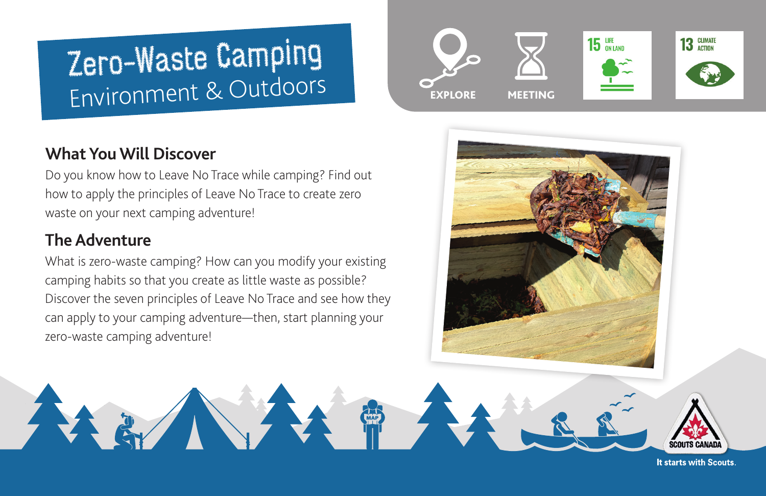# Zero-Waste Camping
## Environment & Outdoors

EXPLORE

MEETING

15 LIFE ON LAND

13 CLIMATE ACTION

## What You Will Discover

Do you know how to Leave No Trace while camping? Find out how to apply the principles of Leave No Trace to create zero waste on your next camping adventure!

## The Adventure

What is zero-waste camping? How can you modify your existing camping habits so that you create as little waste as possible? Discover the seven principles of Leave No Trace and see how they can apply to your camping adventure—then, start planning your zero-waste camping adventure!

SCOUTS CANADA

It starts with Scouts.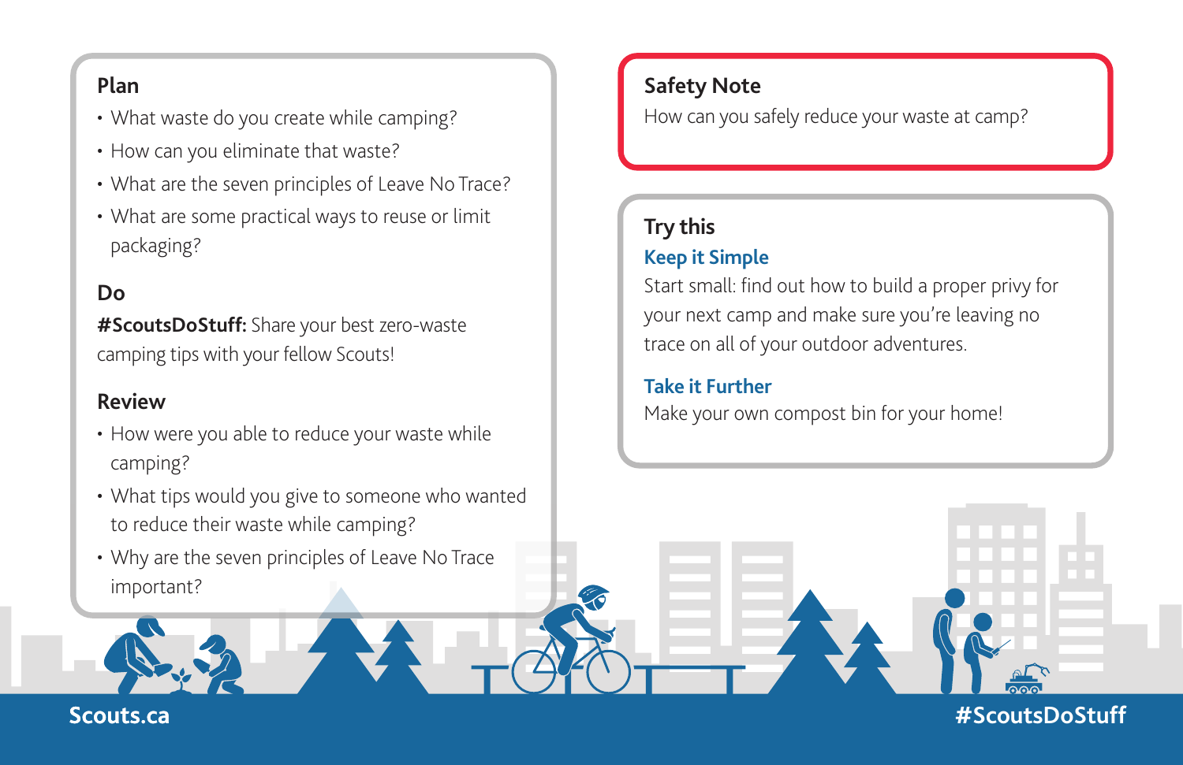## Plan

- What waste do you create while camping?
- How can you eliminate that waste?
- What are the seven principles of Leave No Trace?
- What are some practical ways to reuse or limit packaging?

## Do

**#ScoutsDoStuff:** Share your best zero-waste camping tips with your fellow Scouts!

## Review

- How were you able to reduce your waste while camping?
- What tips would you give to someone who wanted to reduce their waste while camping?
- Why are the seven principles of Leave No Trace important?

## Safety Note

How can you safely reduce your waste at camp?

## Try this

### Keep it Simple

Start small: find out how to build a proper privy for your next camp and make sure you're leaving no trace on all of your outdoor adventures.

### Take it Further

Make your own compost bin for your home!

Scouts.ca

#ScoutsDoStuff